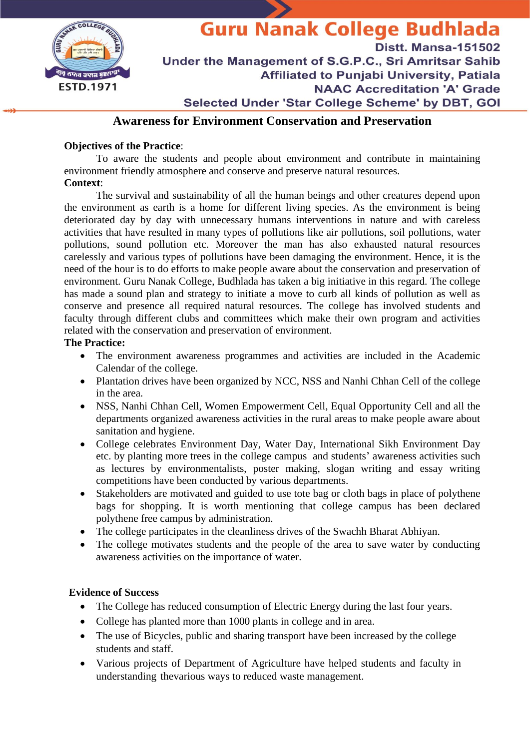# Guru Nanak College Budhlada

Distt. Mansa-151502
Under the Management of S.G.P.C., Sri Amritsar Sahib
Affiliated to Punjabi University, Patiala
NAAC Accreditation 'A' Grade
Selected Under 'Star College Scheme' by DBT, GOI

ESTD.1971

## Awareness for Environment Conservation and Preservation

**Objectives of the Practice**:

To aware the students and people about environment and contribute in maintaining environment friendly atmosphere and conserve and preserve natural resources.

**Context**:

The survival and sustainability of all the human beings and other creatures depend upon the environment as earth is a home for different living species. As the environment is being deteriorated day by day with unnecessary humans interventions in nature and with careless activities that have resulted in many types of pollutions like air pollutions, soil pollutions, water pollutions, sound pollution etc. Moreover the man has also exhausted natural resources carelessly and various types of pollutions have been damaging the environment. Hence, it is the need of the hour is to do efforts to make people aware about the conservation and preservation of environment. Guru Nanak College, Budhlada has taken a big initiative in this regard. The college has made a sound plan and strategy to initiate a move to curb all kinds of pollution as well as conserve and presence all required natural resources. The college has involved students and faculty through different clubs and committees which make their own program and activities related with the conservation and preservation of environment.

**The Practice:**

- The environment awareness programmes and activities are included in the Academic Calendar of the college.
- Plantation drives have been organized by NCC, NSS and Nanhi Chhan Cell of the college in the area.
- NSS, Nanhi Chhan Cell, Women Empowerment Cell, Equal Opportunity Cell and all the departments organized awareness activities in the rural areas to make people aware about sanitation and hygiene.
- College celebrates Environment Day, Water Day, International Sikh Environment Day etc. by planting more trees in the college campus and students' awareness activities such as lectures by environmentalists, poster making, slogan writing and essay writing competitions have been conducted by various departments.
- Stakeholders are motivated and guided to use tote bag or cloth bags in place of polythene bags for shopping. It is worth mentioning that college campus has been declared polythene free campus by administration.
- The college participates in the cleanliness drives of the Swachh Bharat Abhiyan.
- The college motivates students and the people of the area to save water by conducting awareness activities on the importance of water.

**Evidence of Success**

- The College has reduced consumption of Electric Energy during the last four years.
- College has planted more than 1000 plants in college and in area.
- The use of Bicycles, public and sharing transport have been increased by the college students and staff.
- Various projects of Department of Agriculture have helped students and faculty in understanding thevarious ways to reduced waste management.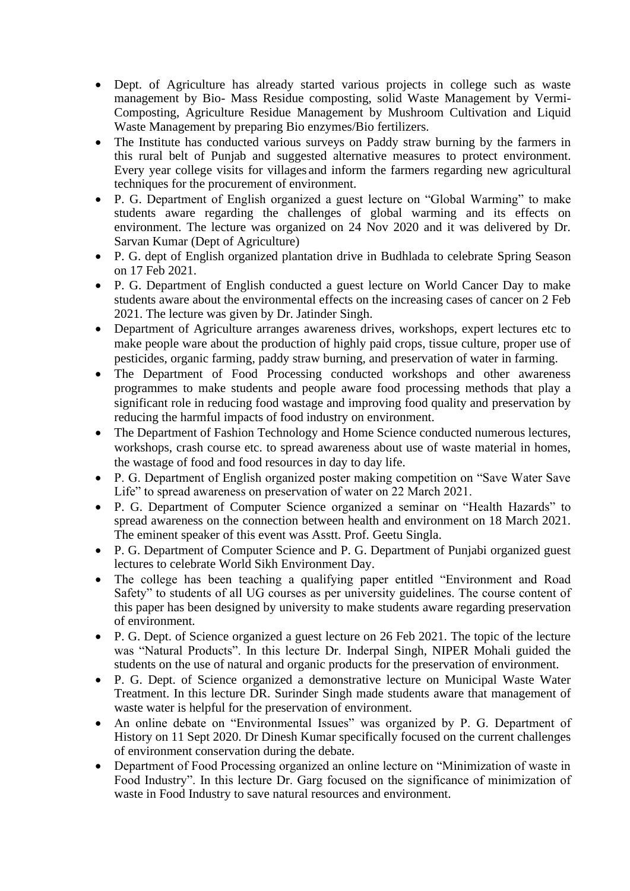- Dept. of Agriculture has already started various projects in college such as waste management by Bio- Mass Residue composting, solid Waste Management by Vermi-Composting, Agriculture Residue Management by Mushroom Cultivation and Liquid Waste Management by preparing Bio enzymes/Bio fertilizers.
- The Institute has conducted various surveys on Paddy straw burning by the farmers in this rural belt of Punjab and suggested alternative measures to protect environment. Every year college visits for villages and inform the farmers regarding new agricultural techniques for the procurement of environment.
- P. G. Department of English organized a guest lecture on "Global Warming" to make students aware regarding the challenges of global warming and its effects on environment. The lecture was organized on 24 Nov 2020 and it was delivered by Dr. Sarvan Kumar (Dept of Agriculture)
- P. G. dept of English organized plantation drive in Budhlada to celebrate Spring Season on 17 Feb 2021.
- P. G. Department of English conducted a guest lecture on World Cancer Day to make students aware about the environmental effects on the increasing cases of cancer on 2 Feb 2021. The lecture was given by Dr. Jatinder Singh.
- Department of Agriculture arranges awareness drives, workshops, expert lectures etc to make people ware about the production of highly paid crops, tissue culture, proper use of pesticides, organic farming, paddy straw burning, and preservation of water in farming.
- The Department of Food Processing conducted workshops and other awareness programmes to make students and people aware food processing methods that play a significant role in reducing food wastage and improving food quality and preservation by reducing the harmful impacts of food industry on environment.
- The Department of Fashion Technology and Home Science conducted numerous lectures, workshops, crash course etc. to spread awareness about use of waste material in homes, the wastage of food and food resources in day to day life.
- P. G. Department of English organized poster making competition on "Save Water Save Life" to spread awareness on preservation of water on 22 March 2021.
- P. G. Department of Computer Science organized a seminar on "Health Hazards" to spread awareness on the connection between health and environment on 18 March 2021. The eminent speaker of this event was Asstt. Prof. Geetu Singla.
- P. G. Department of Computer Science and P. G. Department of Punjabi organized guest lectures to celebrate World Sikh Environment Day.
- The college has been teaching a qualifying paper entitled "Environment and Road Safety" to students of all UG courses as per university guidelines. The course content of this paper has been designed by university to make students aware regarding preservation of environment.
- P. G. Dept. of Science organized a guest lecture on 26 Feb 2021. The topic of the lecture was "Natural Products". In this lecture Dr. Inderpal Singh, NIPER Mohali guided the students on the use of natural and organic products for the preservation of environment.
- P. G. Dept. of Science organized a demonstrative lecture on Municipal Waste Water Treatment. In this lecture DR. Surinder Singh made students aware that management of waste water is helpful for the preservation of environment.
- An online debate on "Environmental Issues" was organized by P. G. Department of History on 11 Sept 2020. Dr Dinesh Kumar specifically focused on the current challenges of environment conservation during the debate.
- Department of Food Processing organized an online lecture on "Minimization of waste in Food Industry". In this lecture Dr. Garg focused on the significance of minimization of waste in Food Industry to save natural resources and environment.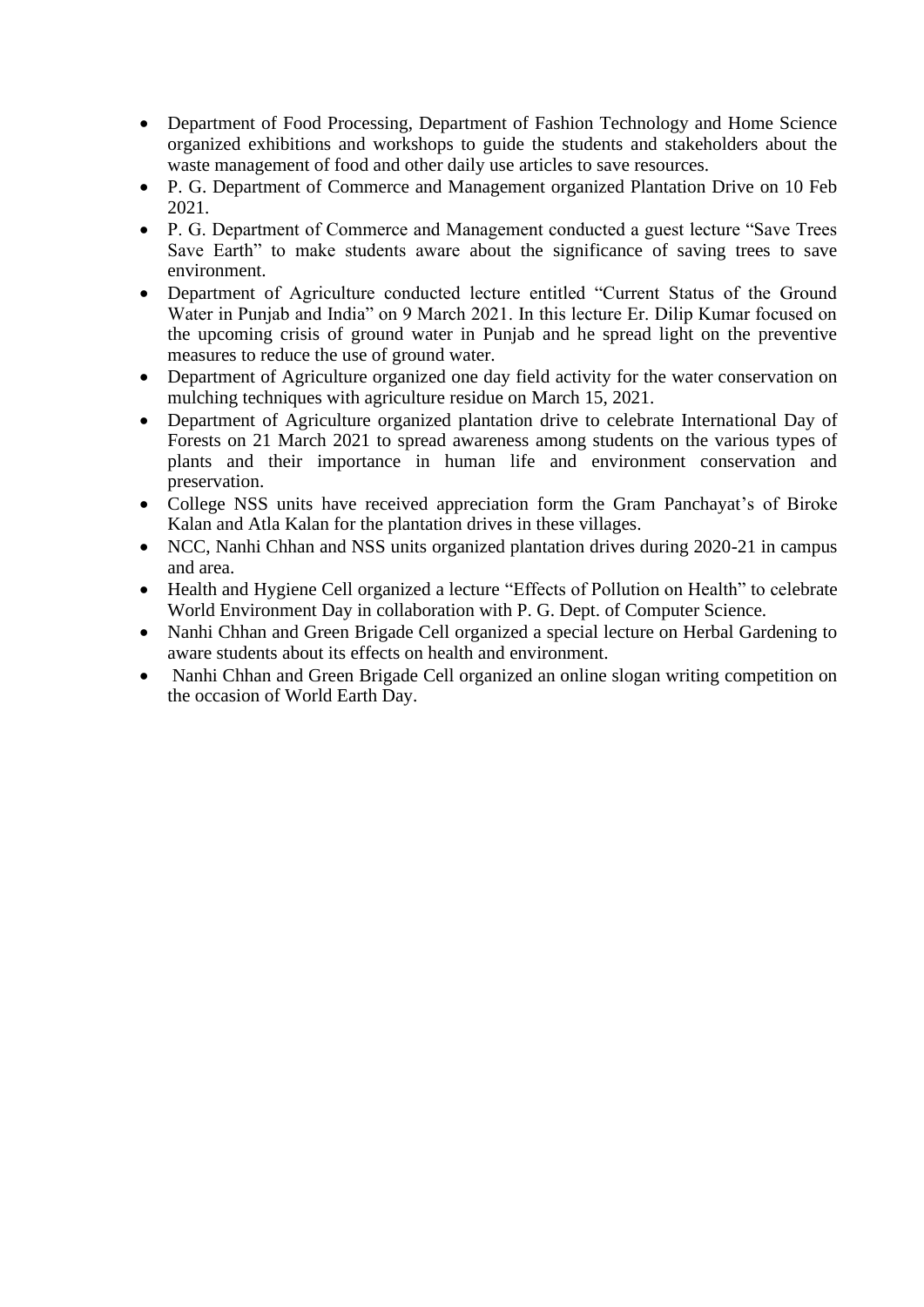- Department of Food Processing, Department of Fashion Technology and Home Science organized exhibitions and workshops to guide the students and stakeholders about the waste management of food and other daily use articles to save resources.
- P. G. Department of Commerce and Management organized Plantation Drive on 10 Feb 2021.
- P. G. Department of Commerce and Management conducted a guest lecture "Save Trees Save Earth" to make students aware about the significance of saving trees to save environment.
- Department of Agriculture conducted lecture entitled "Current Status of the Ground Water in Punjab and India" on 9 March 2021. In this lecture Er. Dilip Kumar focused on the upcoming crisis of ground water in Punjab and he spread light on the preventive measures to reduce the use of ground water.
- Department of Agriculture organized one day field activity for the water conservation on mulching techniques with agriculture residue on March 15, 2021.
- Department of Agriculture organized plantation drive to celebrate International Day of Forests on 21 March 2021 to spread awareness among students on the various types of plants and their importance in human life and environment conservation and preservation.
- College NSS units have received appreciation form the Gram Panchayat's of Biroke Kalan and Atla Kalan for the plantation drives in these villages.
- NCC, Nanhi Chhan and NSS units organized plantation drives during 2020-21 in campus and area.
- Health and Hygiene Cell organized a lecture "Effects of Pollution on Health" to celebrate World Environment Day in collaboration with P. G. Dept. of Computer Science.
- Nanhi Chhan and Green Brigade Cell organized a special lecture on Herbal Gardening to aware students about its effects on health and environment.
- Nanhi Chhan and Green Brigade Cell organized an online slogan writing competition on the occasion of World Earth Day.